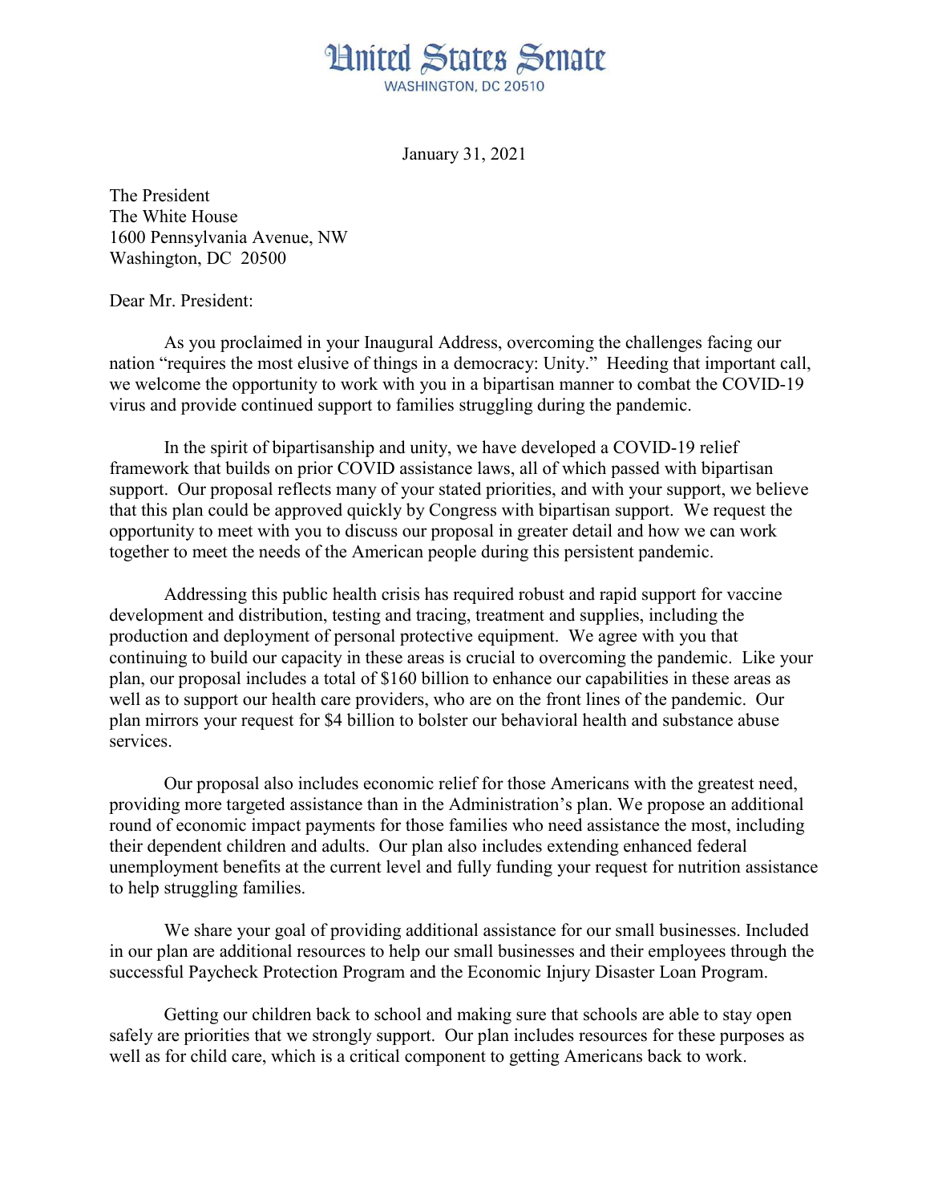# United States Senate

WASHINGTON, DC 20510

January 31, 2021

The President
The White House
1600 Pennsylvania Avenue, NW
Washington, DC 20500

Dear Mr. President:

As you proclaimed in your Inaugural Address, overcoming the challenges facing our nation "requires the most elusive of things in a democracy: Unity." Heeding that important call, we welcome the opportunity to work with you in a bipartisan manner to combat the COVID-19 virus and provide continued support to families struggling during the pandemic.

In the spirit of bipartisanship and unity, we have developed a COVID-19 relief framework that builds on prior COVID assistance laws, all of which passed with bipartisan support. Our proposal reflects many of your stated priorities, and with your support, we believe that this plan could be approved quickly by Congress with bipartisan support. We request the opportunity to meet with you to discuss our proposal in greater detail and how we can work together to meet the needs of the American people during this persistent pandemic.

Addressing this public health crisis has required robust and rapid support for vaccine development and distribution, testing and tracing, treatment and supplies, including the production and deployment of personal protective equipment. We agree with you that continuing to build our capacity in these areas is crucial to overcoming the pandemic. Like your plan, our proposal includes a total of $160 billion to enhance our capabilities in these areas as well as to support our health care providers, who are on the front lines of the pandemic. Our plan mirrors your request for $4 billion to bolster our behavioral health and substance abuse services.

Our proposal also includes economic relief for those Americans with the greatest need, providing more targeted assistance than in the Administration's plan. We propose an additional round of economic impact payments for those families who need assistance the most, including their dependent children and adults. Our plan also includes extending enhanced federal unemployment benefits at the current level and fully funding your request for nutrition assistance to help struggling families.

We share your goal of providing additional assistance for our small businesses. Included in our plan are additional resources to help our small businesses and their employees through the successful Paycheck Protection Program and the Economic Injury Disaster Loan Program.

Getting our children back to school and making sure that schools are able to stay open safely are priorities that we strongly support. Our plan includes resources for these purposes as well as for child care, which is a critical component to getting Americans back to work.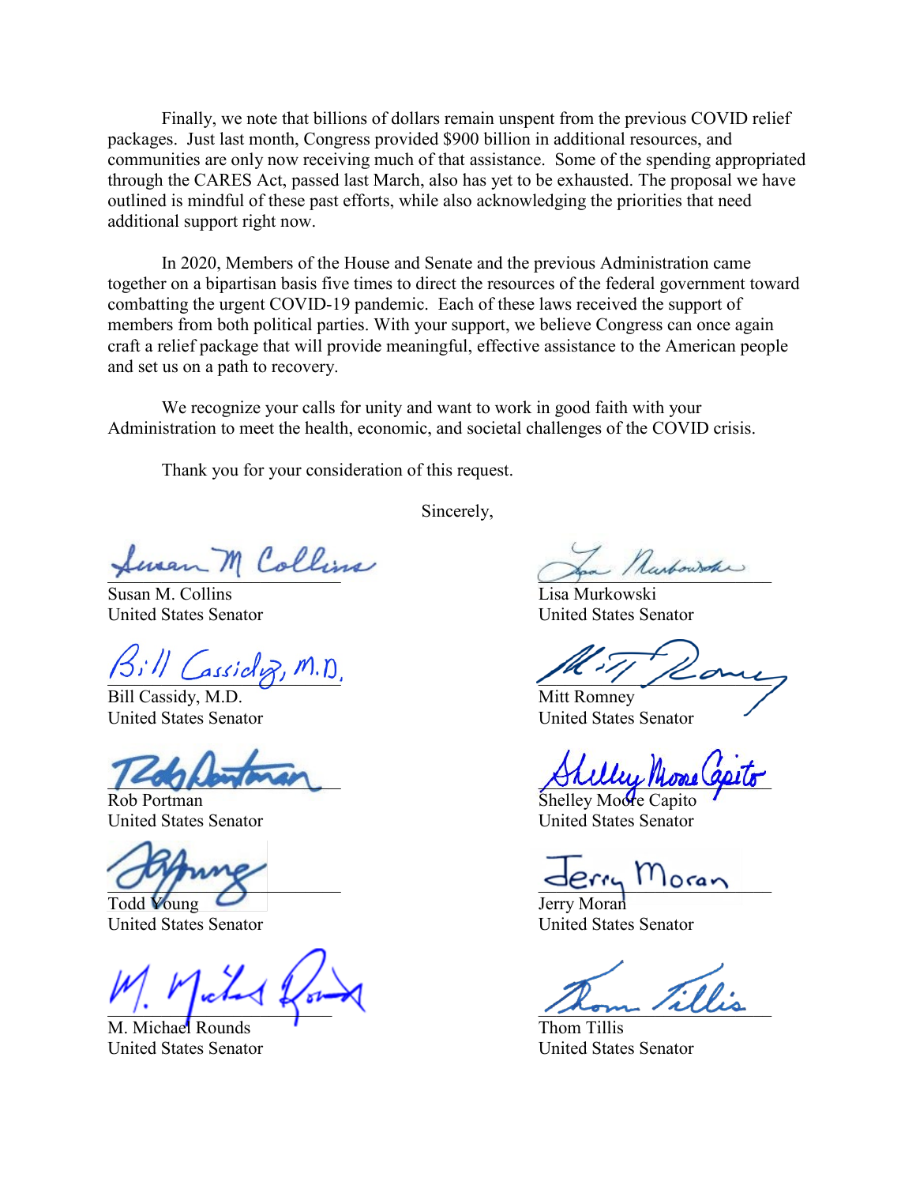Finally, we note that billions of dollars remain unspent from the previous COVID relief packages. Just last month, Congress provided $900 billion in additional resources, and communities are only now receiving much of that assistance. Some of the spending appropriated through the CARES Act, passed last March, also has yet to be exhausted. The proposal we have outlined is mindful of these past efforts, while also acknowledging the priorities that need additional support right now.

In 2020, Members of the House and Senate and the previous Administration came together on a bipartisan basis five times to direct the resources of the federal government toward combatting the urgent COVID-19 pandemic. Each of these laws received the support of members from both political parties. With your support, we believe Congress can once again craft a relief package that will provide meaningful, effective assistance to the American people and set us on a path to recovery.

We recognize your calls for unity and want to work in good faith with your Administration to meet the health, economic, and societal challenges of the COVID crisis.

Thank you for your consideration of this request.

Sincerely,

Susan M. Collins
United States Senator

Lisa Murkowski
United States Senator

Bill Cassidy, M.D.
United States Senator

Mitt Romney
United States Senator

Rob Portman
United States Senator

Shelley Moore Capito
United States Senator

Todd Young
United States Senator

Jerry Moran
United States Senator

M. Michael Rounds
United States Senator

Thom Tillis
United States Senator